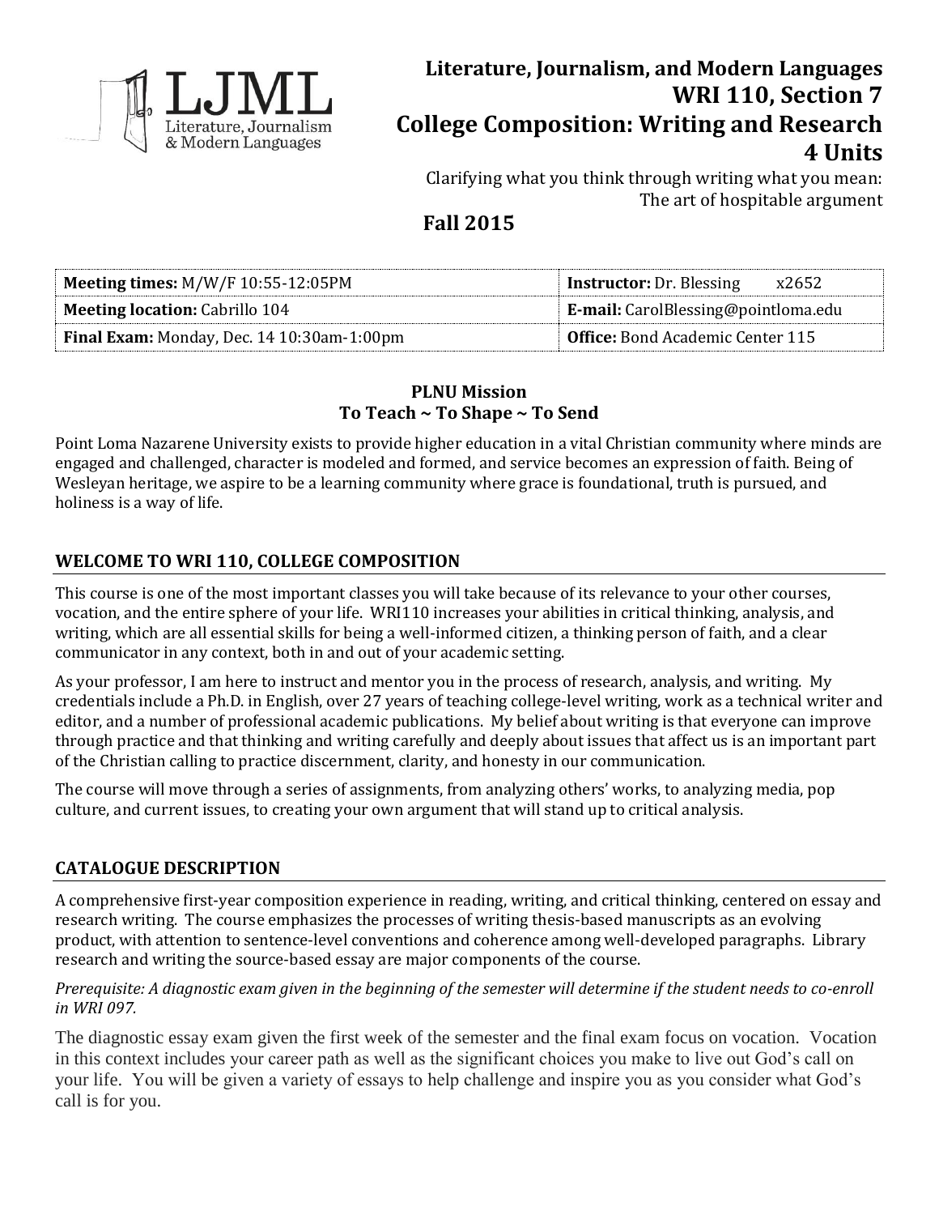# Literature, Journalism, and Modern Languages
# WRI 110, Section 7
# College Composition: Writing and Research
# 4 Units

Clarifying what you think through writing what you mean:
The art of hospitable argument

## Fall 2015

| | |
|---|---|
| **Meeting times:** M/W/F 10:55-12:05PM | **Instructor:** Dr. Blessing x2652 |
| **Meeting location:** Cabrillo 104 | **E-mail:** CarolBlessing@pointloma.edu |
| **Final Exam:** Monday, Dec. 14 10:30am-1:00pm | **Office:** Bond Academic Center 115 |

**PLNU Mission**
**To Teach ~ To Shape ~ To Send**

Point Loma Nazarene University exists to provide higher education in a vital Christian community where minds are engaged and challenged, character is modeled and formed, and service becomes an expression of faith. Being of Wesleyan heritage, we aspire to be a learning community where grace is foundational, truth is pursued, and holiness is a way of life.

## WELCOME TO WRI 110, COLLEGE COMPOSITION

This course is one of the most important classes you will take because of its relevance to your other courses, vocation, and the entire sphere of your life. WRI110 increases your abilities in critical thinking, analysis, and writing, which are all essential skills for being a well-informed citizen, a thinking person of faith, and a clear communicator in any context, both in and out of your academic setting.

As your professor, I am here to instruct and mentor you in the process of research, analysis, and writing. My credentials include a Ph.D. in English, over 27 years of teaching college-level writing, work as a technical writer and editor, and a number of professional academic publications. My belief about writing is that everyone can improve through practice and that thinking and writing carefully and deeply about issues that affect us is an important part of the Christian calling to practice discernment, clarity, and honesty in our communication.

The course will move through a series of assignments, from analyzing others' works, to analyzing media, pop culture, and current issues, to creating your own argument that will stand up to critical analysis.

## CATALOGUE DESCRIPTION

A comprehensive first-year composition experience in reading, writing, and critical thinking, centered on essay and research writing. The course emphasizes the processes of writing thesis-based manuscripts as an evolving product, with attention to sentence-level conventions and coherence among well-developed paragraphs. Library research and writing the source-based essay are major components of the course.

*Prerequisite: A diagnostic exam given in the beginning of the semester will determine if the student needs to co-enroll in WRI 097.*

The diagnostic essay exam given the first week of the semester and the final exam focus on vocation. Vocation in this context includes your career path as well as the significant choices you make to live out God's call on your life. You will be given a variety of essays to help challenge and inspire you as you consider what God's call is for you.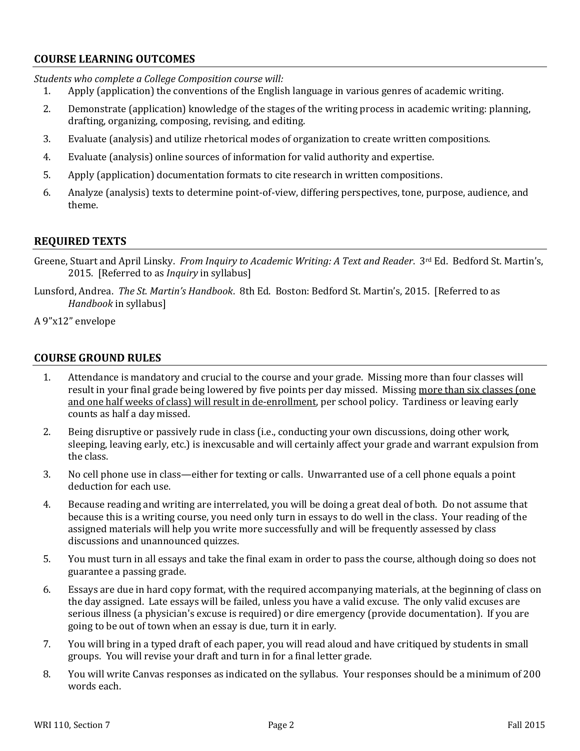## COURSE LEARNING OUTCOMES

*Students who complete a College Composition course will:*

1. Apply (application) the conventions of the English language in various genres of academic writing.
2. Demonstrate (application) knowledge of the stages of the writing process in academic writing: planning, drafting, organizing, composing, revising, and editing.
3. Evaluate (analysis) and utilize rhetorical modes of organization to create written compositions.
4. Evaluate (analysis) online sources of information for valid authority and expertise.
5. Apply (application) documentation formats to cite research in written compositions.
6. Analyze (analysis) texts to determine point-of-view, differing perspectives, tone, purpose, audience, and theme.

## REQUIRED TEXTS

Greene, Stuart and April Linsky. *From Inquiry to Academic Writing: A Text and Reader*. 3rd Ed. Bedford St. Martin's, 2015. [Referred to as *Inquiry* in syllabus]

Lunsford, Andrea. *The St. Martin's Handbook*. 8th Ed. Boston: Bedford St. Martin's, 2015. [Referred to as *Handbook* in syllabus]

A 9"x12" envelope

## COURSE GROUND RULES

1. Attendance is mandatory and crucial to the course and your grade. Missing more than four classes will result in your final grade being lowered by five points per day missed. Missing <u>more than six classes (one and one half weeks of class) will result in de-enrollment</u>, per school policy. Tardiness or leaving early counts as half a day missed.
2. Being disruptive or passively rude in class (i.e., conducting your own discussions, doing other work, sleeping, leaving early, etc.) is inexcusable and will certainly affect your grade and warrant expulsion from the class.
3. No cell phone use in class—either for texting or calls. Unwarranted use of a cell phone equals a point deduction for each use.
4. Because reading and writing are interrelated, you will be doing a great deal of both. Do not assume that because this is a writing course, you need only turn in essays to do well in the class. Your reading of the assigned materials will help you write more successfully and will be frequently assessed by class discussions and unannounced quizzes.
5. You must turn in all essays and take the final exam in order to pass the course, although doing so does not guarantee a passing grade.
6. Essays are due in hard copy format, with the required accompanying materials, at the beginning of class on the day assigned. Late essays will be failed, unless you have a valid excuse. The only valid excuses are serious illness (a physician's excuse is required) or dire emergency (provide documentation). If you are going to be out of town when an essay is due, turn it in early.
7. You will bring in a typed draft of each paper, you will read aloud and have critiqued by students in small groups. You will revise your draft and turn in for a final letter grade.
8. You will write Canvas responses as indicated on the syllabus. Your responses should be a minimum of 200 words each.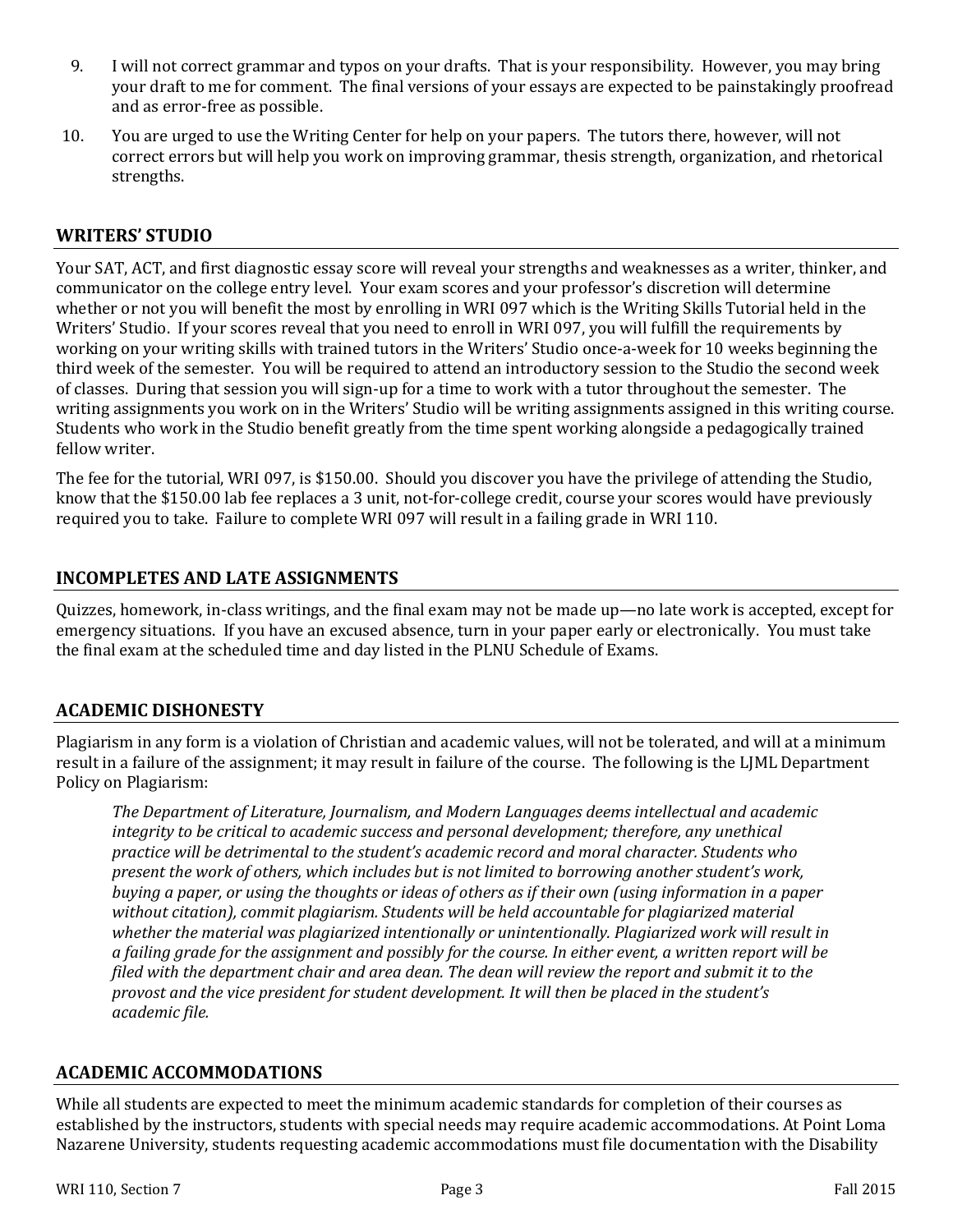9. I will not correct grammar and typos on your drafts. That is your responsibility. However, you may bring your draft to me for comment. The final versions of your essays are expected to be painstakingly proofread and as error-free as possible.
10. You are urged to use the Writing Center for help on your papers. The tutors there, however, will not correct errors but will help you work on improving grammar, thesis strength, organization, and rhetorical strengths.

## WRITERS' STUDIO

Your SAT, ACT, and first diagnostic essay score will reveal your strengths and weaknesses as a writer, thinker, and communicator on the college entry level. Your exam scores and your professor's discretion will determine whether or not you will benefit the most by enrolling in WRI 097 which is the Writing Skills Tutorial held in the Writers' Studio. If your scores reveal that you need to enroll in WRI 097, you will fulfill the requirements by working on your writing skills with trained tutors in the Writers' Studio once-a-week for 10 weeks beginning the third week of the semester. You will be required to attend an introductory session to the Studio the second week of classes. During that session you will sign-up for a time to work with a tutor throughout the semester. The writing assignments you work on in the Writers' Studio will be writing assignments assigned in this writing course. Students who work in the Studio benefit greatly from the time spent working alongside a pedagogically trained fellow writer.

The fee for the tutorial, WRI 097, is $150.00. Should you discover you have the privilege of attending the Studio, know that the $150.00 lab fee replaces a 3 unit, not-for-college credit, course your scores would have previously required you to take. Failure to complete WRI 097 will result in a failing grade in WRI 110.

## INCOMPLETES AND LATE ASSIGNMENTS

Quizzes, homework, in-class writings, and the final exam may not be made up—no late work is accepted, except for emergency situations. If you have an excused absence, turn in your paper early or electronically. You must take the final exam at the scheduled time and day listed in the PLNU Schedule of Exams.

## ACADEMIC DISHONESTY

Plagiarism in any form is a violation of Christian and academic values, will not be tolerated, and will at a minimum result in a failure of the assignment; it may result in failure of the course. The following is the LJML Department Policy on Plagiarism:

> *The Department of Literature, Journalism, and Modern Languages deems intellectual and academic integrity to be critical to academic success and personal development; therefore, any unethical practice will be detrimental to the student's academic record and moral character. Students who present the work of others, which includes but is not limited to borrowing another student's work, buying a paper, or using the thoughts or ideas of others as if their own (using information in a paper without citation), commit plagiarism. Students will be held accountable for plagiarized material whether the material was plagiarized intentionally or unintentionally. Plagiarized work will result in a failing grade for the assignment and possibly for the course. In either event, a written report will be filed with the department chair and area dean. The dean will review the report and submit it to the provost and the vice president for student development. It will then be placed in the student's academic file.*

## ACADEMIC ACCOMMODATIONS

While all students are expected to meet the minimum academic standards for completion of their courses as established by the instructors, students with special needs may require academic accommodations. At Point Loma Nazarene University, students requesting academic accommodations must file documentation with the Disability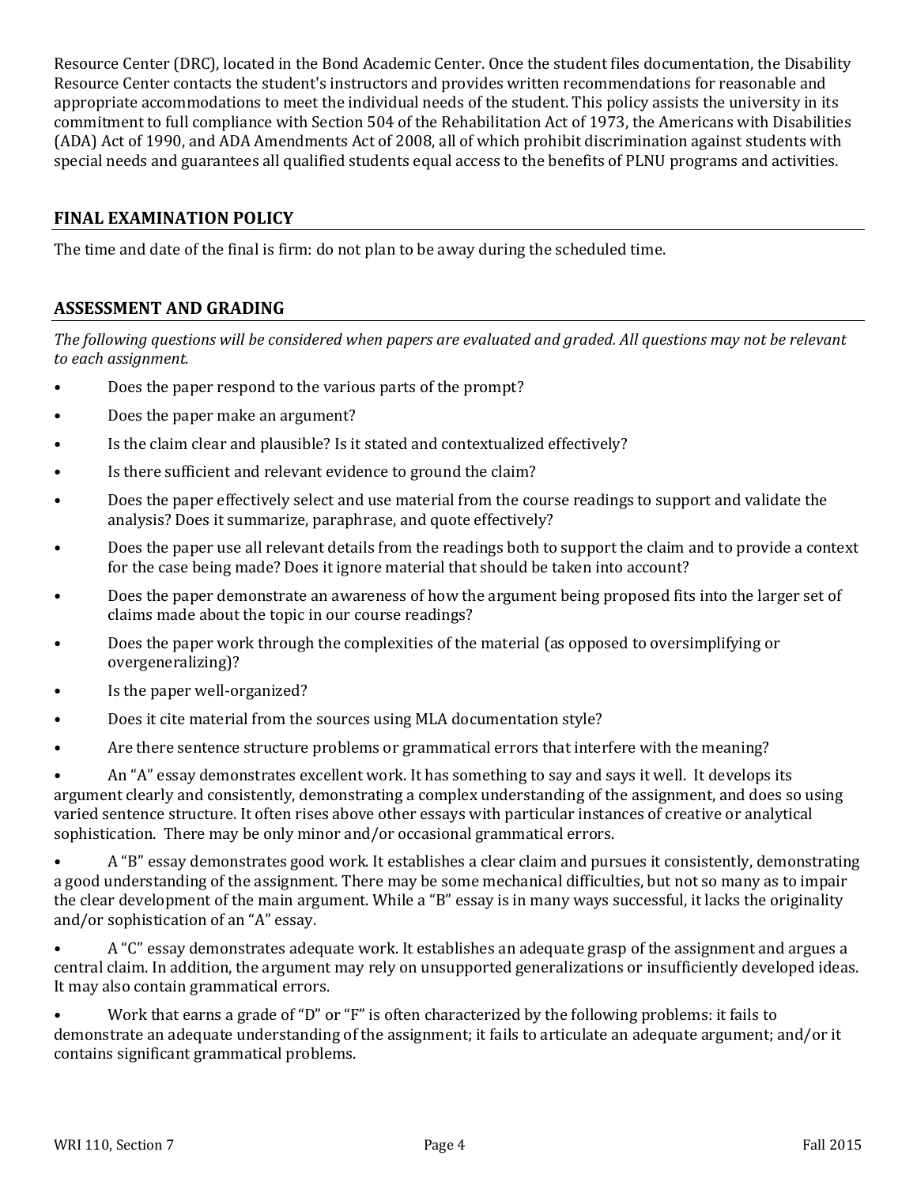Resource Center (DRC), located in the Bond Academic Center. Once the student files documentation, the Disability Resource Center contacts the student's instructors and provides written recommendations for reasonable and appropriate accommodations to meet the individual needs of the student. This policy assists the university in its commitment to full compliance with Section 504 of the Rehabilitation Act of 1973, the Americans with Disabilities (ADA) Act of 1990, and ADA Amendments Act of 2008, all of which prohibit discrimination against students with special needs and guarantees all qualified students equal access to the benefits of PLNU programs and activities.

## FINAL EXAMINATION POLICY

The time and date of the final is firm: do not plan to be away during the scheduled time.

## ASSESSMENT AND GRADING

*The following questions will be considered when papers are evaluated and graded. All questions may not be relevant to each assignment.*

- Does the paper respond to the various parts of the prompt?
- Does the paper make an argument?
- Is the claim clear and plausible? Is it stated and contextualized effectively?
- Is there sufficient and relevant evidence to ground the claim?
- Does the paper effectively select and use material from the course readings to support and validate the analysis? Does it summarize, paraphrase, and quote effectively?
- Does the paper use all relevant details from the readings both to support the claim and to provide a context for the case being made? Does it ignore material that should be taken into account?
- Does the paper demonstrate an awareness of how the argument being proposed fits into the larger set of claims made about the topic in our course readings?
- Does the paper work through the complexities of the material (as opposed to oversimplifying or overgeneralizing)?
- Is the paper well-organized?
- Does it cite material from the sources using MLA documentation style?
- Are there sentence structure problems or grammatical errors that interfere with the meaning?
- An "A" essay demonstrates excellent work. It has something to say and says it well. It develops its argument clearly and consistently, demonstrating a complex understanding of the assignment, and does so using varied sentence structure. It often rises above other essays with particular instances of creative or analytical sophistication. There may be only minor and/or occasional grammatical errors.
- A "B" essay demonstrates good work. It establishes a clear claim and pursues it consistently, demonstrating a good understanding of the assignment. There may be some mechanical difficulties, but not so many as to impair the clear development of the main argument. While a "B" essay is in many ways successful, it lacks the originality and/or sophistication of an "A" essay.
- A "C" essay demonstrates adequate work. It establishes an adequate grasp of the assignment and argues a central claim. In addition, the argument may rely on unsupported generalizations or insufficiently developed ideas. It may also contain grammatical errors.
- Work that earns a grade of "D" or "F" is often characterized by the following problems: it fails to demonstrate an adequate understanding of the assignment; it fails to articulate an adequate argument; and/or it contains significant grammatical problems.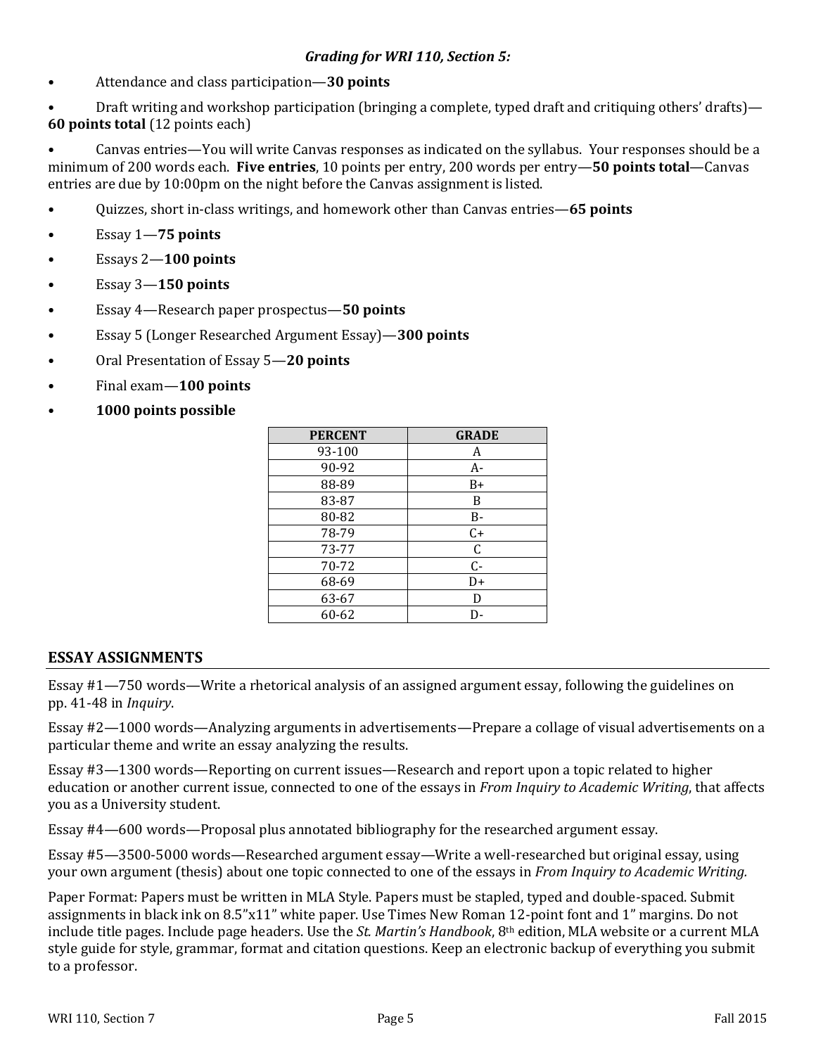***Grading for WRI 110, Section 5:***

- Attendance and class participation—**30 points**
- Draft writing and workshop participation (bringing a complete, typed draft and critiquing others' drafts)—**60 points total** (12 points each)
- Canvas entries—You will write Canvas responses as indicated on the syllabus. Your responses should be a minimum of 200 words each. **Five entries**, 10 points per entry, 200 words per entry—**50 points total**—Canvas entries are due by 10:00pm on the night before the Canvas assignment is listed.
- Quizzes, short in-class writings, and homework other than Canvas entries—**65 points**
- Essay 1—**75 points**
- Essays 2—**100 points**
- Essay 3—**150 points**
- Essay 4—Research paper prospectus—**50 points**
- Essay 5 (Longer Researched Argument Essay)—**300 points**
- Oral Presentation of Essay 5—**20 points**
- Final exam—**100 points**
- **1000 points possible**

| PERCENT | GRADE |
|---|---|
| 93-100 | A |
| 90-92 | A- |
| 88-89 | B+ |
| 83-87 | B |
| 80-82 | B- |
| 78-79 | C+ |
| 73-77 | C |
| 70-72 | C- |
| 68-69 | D+ |
| 63-67 | D |
| 60-62 | D- |

## ESSAY ASSIGNMENTS

Essay #1—750 words—Write a rhetorical analysis of an assigned argument essay, following the guidelines on pp. 41-48 in *Inquiry*.

Essay #2—1000 words—Analyzing arguments in advertisements—Prepare a collage of visual advertisements on a particular theme and write an essay analyzing the results.

Essay #3—1300 words—Reporting on current issues—Research and report upon a topic related to higher education or another current issue, connected to one of the essays in *From Inquiry to Academic Writing*, that affects you as a University student.

Essay #4—600 words—Proposal plus annotated bibliography for the researched argument essay.

Essay #5—3500-5000 words—Researched argument essay—Write a well-researched but original essay, using your own argument (thesis) about one topic connected to one of the essays in *From Inquiry to Academic Writing.*

Paper Format: Papers must be written in MLA Style. Papers must be stapled, typed and double-spaced. Submit assignments in black ink on 8.5"x11" white paper. Use Times New Roman 12-point font and 1" margins. Do not include title pages. Include page headers. Use the *St. Martin's Handbook*, 8th edition, MLA website or a current MLA style guide for style, grammar, format and citation questions. Keep an electronic backup of everything you submit to a professor.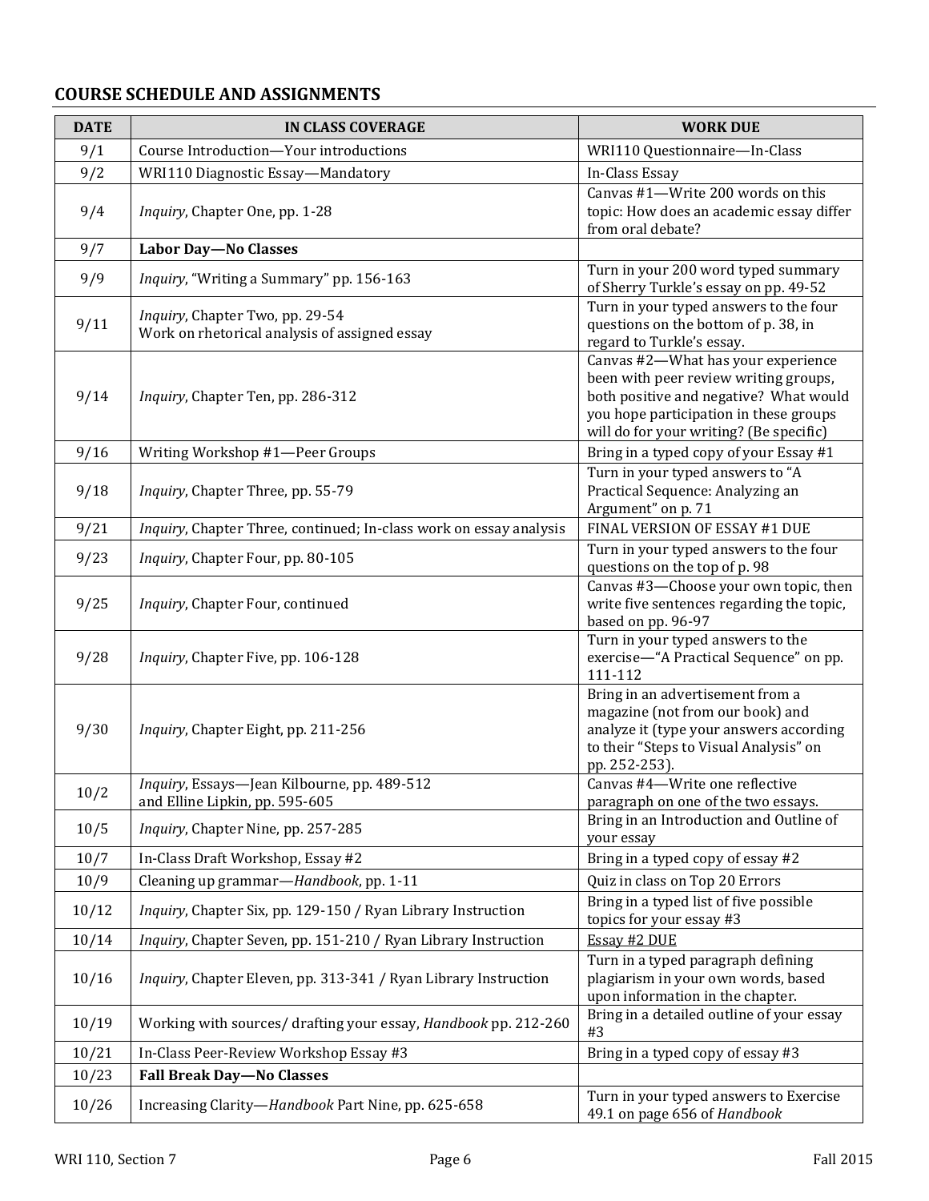## COURSE SCHEDULE AND ASSIGNMENTS

| DATE | IN CLASS COVERAGE | WORK DUE |
|---|---|---|
| 9/1 | Course Introduction—Your introductions | WRI110 Questionnaire—In-Class |
| 9/2 | WRI110 Diagnostic Essay—Mandatory | In-Class Essay |
| 9/4 | *Inquiry*, Chapter One, pp. 1-28 | Canvas #1—Write 200 words on this topic: How does an academic essay differ from oral debate? |
| 9/7 | **Labor Day—No Classes** | |
| 9/9 | *Inquiry*, "Writing a Summary" pp. 156-163 | Turn in your 200 word typed summary of Sherry Turkle's essay on pp. 49-52 |
| 9/11 | *Inquiry*, Chapter Two, pp. 29-54<br>Work on rhetorical analysis of assigned essay | Turn in your typed answers to the four questions on the bottom of p. 38, in regard to Turkle's essay. |
| 9/14 | *Inquiry*, Chapter Ten, pp. 286-312 | Canvas #2—What has your experience been with peer review writing groups, both positive and negative? What would you hope participation in these groups will do for your writing? (Be specific) |
| 9/16 | Writing Workshop #1—Peer Groups | Bring in a typed copy of your Essay #1 |
| 9/18 | *Inquiry*, Chapter Three, pp. 55-79 | Turn in your typed answers to "A Practical Sequence: Analyzing an Argument" on p. 71 |
| 9/21 | *Inquiry*, Chapter Three, continued; In-class work on essay analysis | FINAL VERSION OF ESSAY #1 DUE |
| 9/23 | *Inquiry*, Chapter Four, pp. 80-105 | Turn in your typed answers to the four questions on the top of p. 98 |
| 9/25 | *Inquiry*, Chapter Four, continued | Canvas #3—Choose your own topic, then write five sentences regarding the topic, based on pp. 96-97 |
| 9/28 | *Inquiry*, Chapter Five, pp. 106-128 | Turn in your typed answers to the exercise—"A Practical Sequence" on pp. 111-112 |
| 9/30 | *Inquiry*, Chapter Eight, pp. 211-256 | Bring in an advertisement from a magazine (not from our book) and analyze it (type your answers according to their "Steps to Visual Analysis" on pp. 252-253). |
| 10/2 | *Inquiry*, Essays—Jean Kilbourne, pp. 489-512<br>and Elline Lipkin, pp. 595-605 | Canvas #4—Write one reflective paragraph on one of the two essays. |
| 10/5 | *Inquiry*, Chapter Nine, pp. 257-285 | Bring in an Introduction and Outline of your essay |
| 10/7 | In-Class Draft Workshop, Essay #2 | Bring in a typed copy of essay #2 |
| 10/9 | Cleaning up grammar—*Handbook*, pp. 1-11 | Quiz in class on Top 20 Errors |
| 10/12 | *Inquiry*, Chapter Six, pp. 129-150 / Ryan Library Instruction | Bring in a typed list of five possible topics for your essay #3 |
| 10/14 | *Inquiry*, Chapter Seven, pp. 151-210 / Ryan Library Instruction | <u>Essay #2 DUE</u> |
| 10/16 | *Inquiry*, Chapter Eleven, pp. 313-341 / Ryan Library Instruction | Turn in a typed paragraph defining plagiarism in your own words, based upon information in the chapter. |
| 10/19 | Working with sources/ drafting your essay, *Handbook* pp. 212-260 | Bring in a detailed outline of your essay #3 |
| 10/21 | In-Class Peer-Review Workshop Essay #3 | Bring in a typed copy of essay #3 |
| 10/23 | **Fall Break Day—No Classes** | |
| 10/26 | Increasing Clarity—*Handbook* Part Nine, pp. 625-658 | Turn in your typed answers to Exercise 49.1 on page 656 of *Handbook* |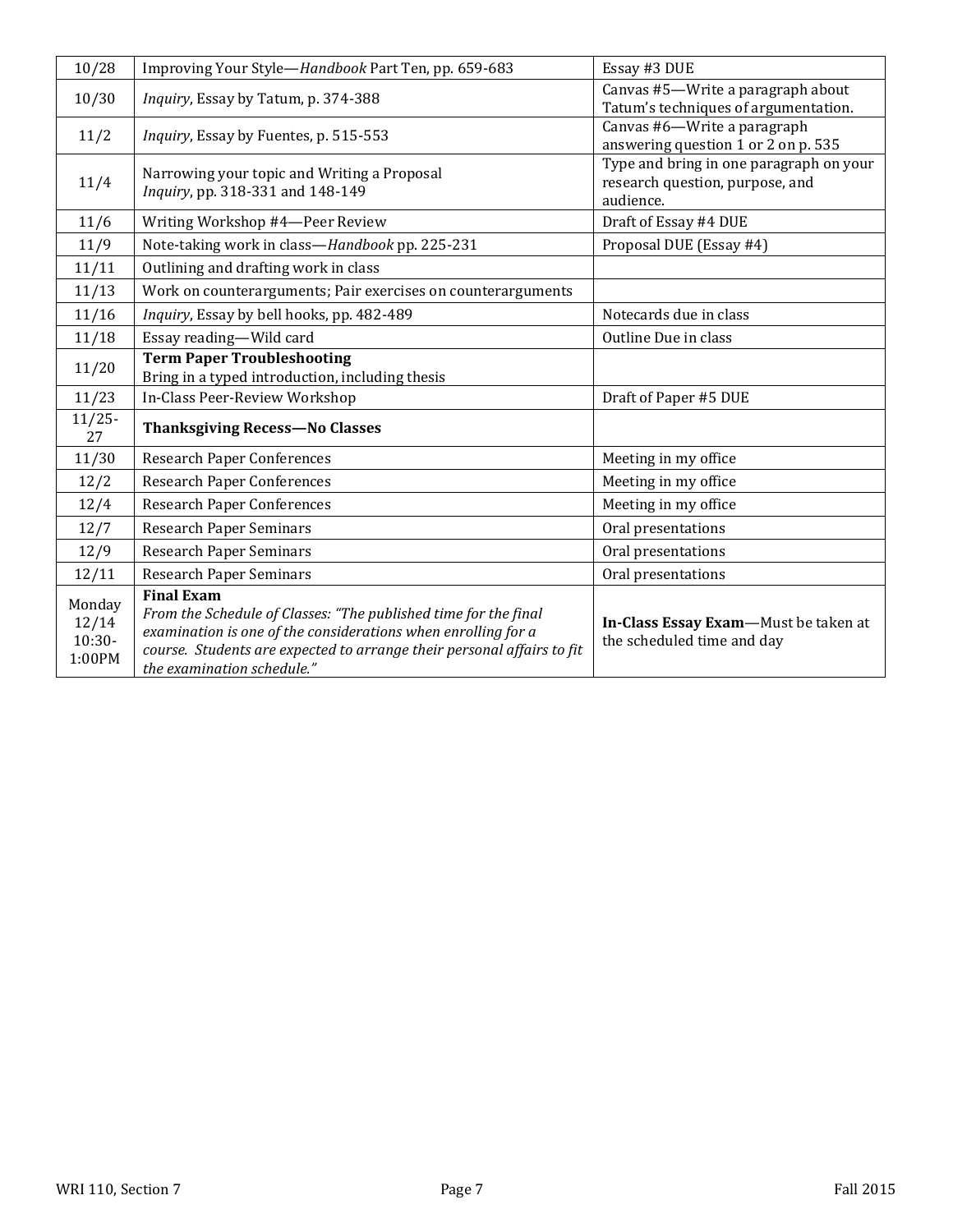| | | |
|---|---|---|
| 10/28 | Improving Your Style—*Handbook* Part Ten, pp. 659-683 | Essay #3 DUE |
| 10/30 | *Inquiry*, Essay by Tatum, p. 374-388 | Canvas #5—Write a paragraph about Tatum's techniques of argumentation. |
| 11/2 | *Inquiry*, Essay by Fuentes, p. 515-553 | Canvas #6—Write a paragraph answering question 1 or 2 on p. 535 |
| 11/4 | Narrowing your topic and Writing a Proposal<br>*Inquiry*, pp. 318-331 and 148-149 | Type and bring in one paragraph on your research question, purpose, and audience. |
| 11/6 | Writing Workshop #4—Peer Review | Draft of Essay #4 DUE |
| 11/9 | Note-taking work in class—*Handbook* pp. 225-231 | Proposal DUE (Essay #4) |
| 11/11 | Outlining and drafting work in class | |
| 11/13 | Work on counterarguments; Pair exercises on counterarguments | |
| 11/16 | *Inquiry*, Essay by bell hooks, pp. 482-489 | Notecards due in class |
| 11/18 | Essay reading—Wild card | Outline Due in class |
| 11/20 | **Term Paper Troubleshooting**<br>Bring in a typed introduction, including thesis | |
| 11/23 | In-Class Peer-Review Workshop | Draft of Paper #5 DUE |
| 11/25-27 | **Thanksgiving Recess—No Classes** | |
| 11/30 | Research Paper Conferences | Meeting in my office |
| 12/2 | Research Paper Conferences | Meeting in my office |
| 12/4 | Research Paper Conferences | Meeting in my office |
| 12/7 | Research Paper Seminars | Oral presentations |
| 12/9 | Research Paper Seminars | Oral presentations |
| 12/11 | Research Paper Seminars | Oral presentations |
| Monday 12/14 10:30-1:00PM | **Final Exam**<br>*From the Schedule of Classes: "The published time for the final examination is one of the considerations when enrolling for a course. Students are expected to arrange their personal affairs to fit the examination schedule."* | **In-Class Essay Exam**—Must be taken at the scheduled time and day |